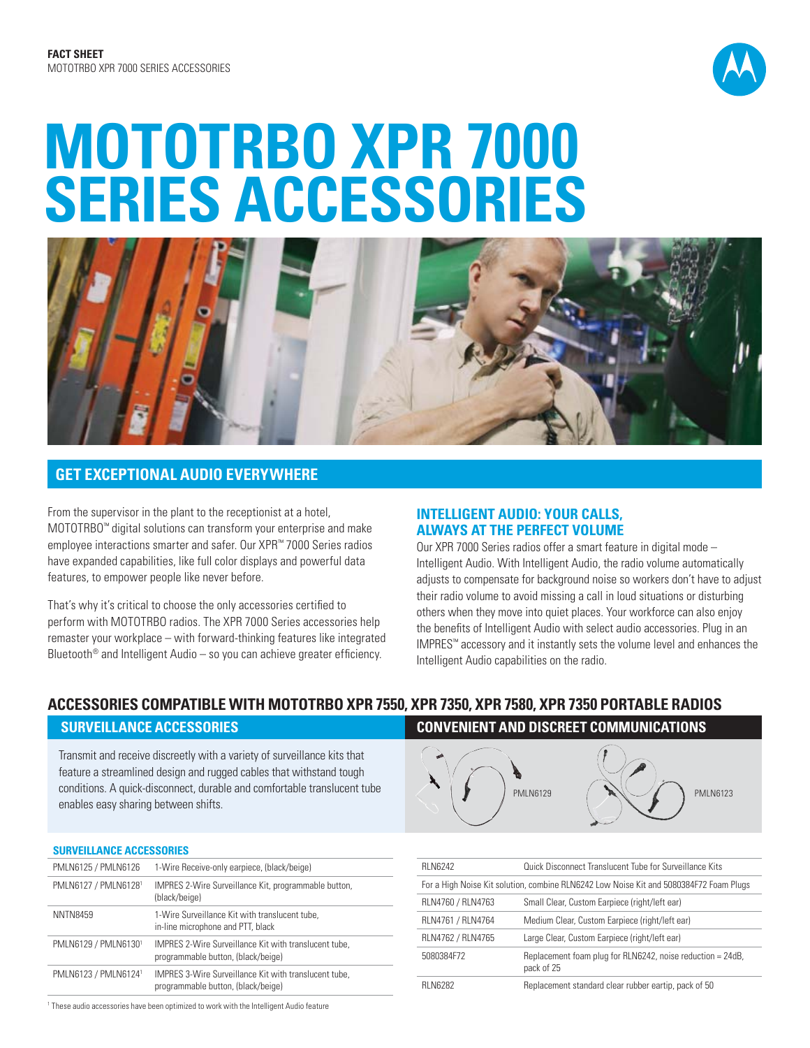# MOTOTRBO XPR 7000 SERIES ACCESSORIES

## GET EXCEPTIONAL AUDIO EVERYWHERE

From the supervisor in the plant to the receptionist at a hotel, MOTOTRBO™ digital solutions can transform your enterprise and make employee interactions smarter and safer. Our XPR™ 7000 Series radios have expanded capabilities, like full color displays and powerful data features, to empower people like never before.

That's why it's critical to choose the only accessories certified to perform with MOTOTRBO radios. The XPR 7000 Series accessories help remaster your workplace – with forward-thinking features like integrated Bluetooth® and Intelligent Audio – so you can achieve greater efficiency.

### INTELLIGENT AUDIO: YOUR CALLS, ALWAYS AT THE PERFECT VOLUME

Our XPR 7000 Series radios offer a smart feature in digital mode – Intelligent Audio. With Intelligent Audio, the radio volume automatically adjusts to compensate for background noise so workers don't have to adjust their radio volume to avoid missing a call in loud situations or disturbing others when they move into quiet places. Your workforce can also enjoy the benefits of Intelligent Audio with select audio accessories. Plug in an IMPRES™ accessory and it instantly sets the volume level and enhances the Intelligent Audio capabilities on the radio.

## ACCESSORIES COMPATIBLE WITH MOTOTRBO XPR 7550, XPR 7350, XPR 7580, XPR 7350 PORTABLE RADIOS

### SURVEILLANCE ACCESSORIES

Transmit and receive discreetly with a variety of surveillance kits that feature a streamlined design and rugged cables that withstand tough conditions. A quick-disconnect, durable and comfortable translucent tube enables easy sharing between shifts.

### CONVENIENT AND DISCREET COMMUNICATIONS

PMLN6129

PMLN6123

#### SURVEILLANCE ACCESSORIES

| | |
|---|---|
| PMLN6125 / PMLN6126 | 1-Wire Receive-only earpiece, (black/beige) |
| PMLN6127 / PMLN6128[1] | IMPRES 2-Wire Surveillance Kit, programmable button, (black/beige) |
| NNTN8459 | 1-Wire Surveillance Kit with translucent tube, in-line microphone and PTT, black |
| PMLN6129 / PMLN6130[1] | IMPRES 2-Wire Surveillance Kit with translucent tube, programmable button, (black/beige) |
| PMLN6123 / PMLN6124[1] | IMPRES 3-Wire Surveillance Kit with translucent tube, programmable button, (black/beige) |
| RLN6242 | Quick Disconnect Translucent Tube for Surveillance Kits |
| For a High Noise Kit solution, combine RLN6242 Low Noise Kit and 5080384F72 Foam Plugs | |
| RLN4760 / RLN4763 | Small Clear, Custom Earpiece (right/left ear) |
| RLN4761 / RLN4764 | Medium Clear, Custom Earpiece (right/left ear) |
| RLN4762 / RLN4765 | Large Clear, Custom Earpiece (right/left ear) |
| 5080384F72 | Replacement foam plug for RLN6242, noise reduction = 24dB, pack of 25 |
| RLN6282 | Replacement standard clear rubber eartip, pack of 50 |

[1] These audio accessories have been optimized to work with the Intelligent Audio feature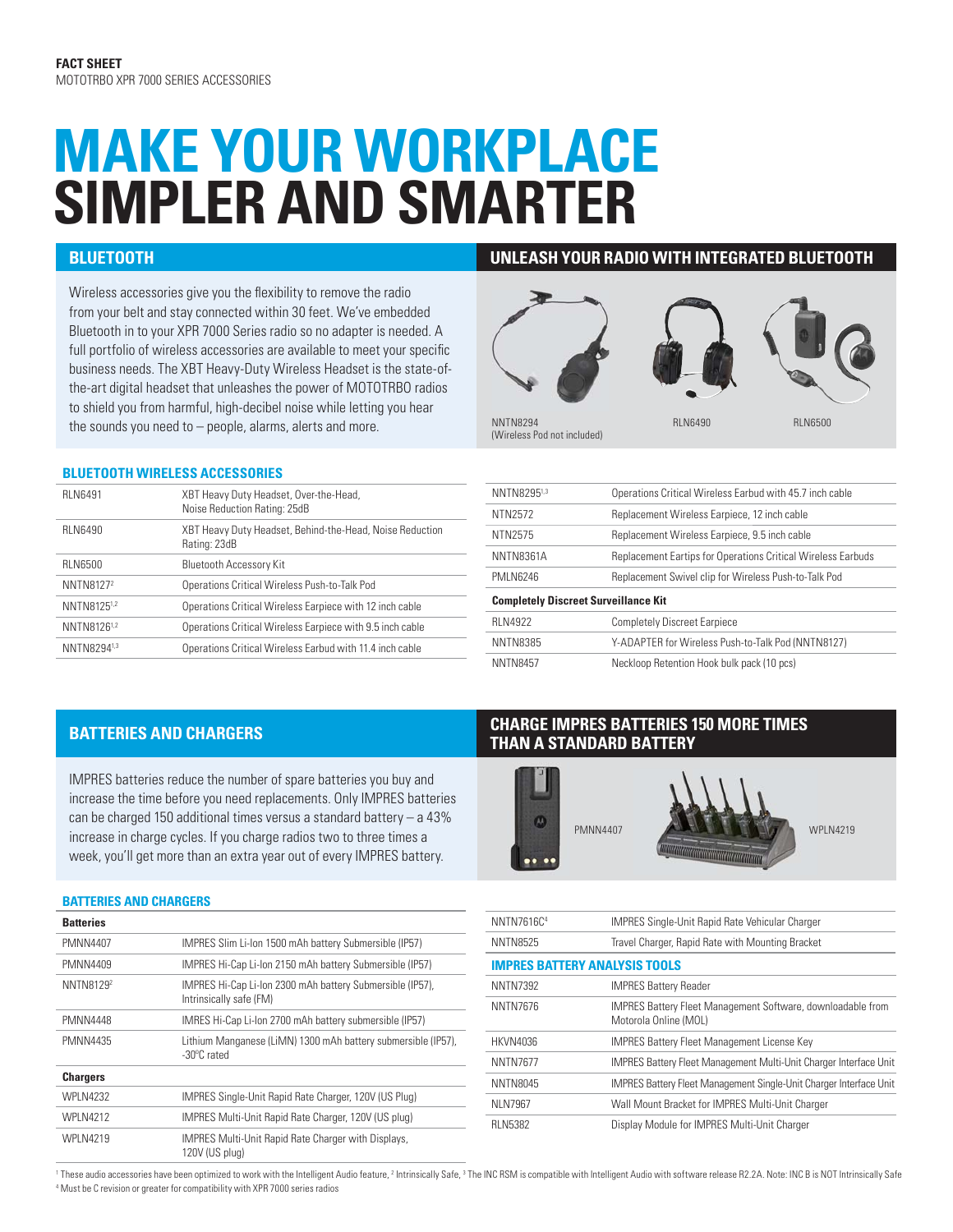**FACT SHEET**
MOTOTRBO XPR 7000 SERIES ACCESSORIES

# MAKE YOUR WORKPLACE SIMPLER AND SMARTER

## BLUETOOTH

Wireless accessories give you the flexibility to remove the radio from your belt and stay connected within 30 feet. We've embedded Bluetooth in to your XPR 7000 Series radio so no adapter is needed. A full portfolio of wireless accessories are available to meet your specific business needs. The XBT Heavy-Duty Wireless Headset is the state-of-the-art digital headset that unleashes the power of MOTOTRBO radios to shield you from harmful, high-decibel noise while letting you hear the sounds you need to – people, alarms, alerts and more.

## UNLEASH YOUR RADIO WITH INTEGRATED BLUETOOTH

NNTN8294 (Wireless Pod not included)

RLN6490

RLN6500

### BLUETOOTH WIRELESS ACCESSORIES

| | |
|---|---|
| RLN6491 | XBT Heavy Duty Headset, Over-the-Head, Noise Reduction Rating: 25dB |
| RLN6490 | XBT Heavy Duty Headset, Behind-the-Head, Noise Reduction Rating: 23dB |
| RLN6500 | Bluetooth Accessory Kit |
| NNTN8127[2] | Operations Critical Wireless Push-to-Talk Pod |
| NNTN8125[1,2] | Operations Critical Wireless Earpiece with 12 inch cable |
| NNTN8126[1,2] | Operations Critical Wireless Earpiece with 9.5 inch cable |
| NNTN8294[1,3] | Operations Critical Wireless Earbud with 11.4 inch cable |
| NNTN8295[1,3] | Operations Critical Wireless Earbud with 45.7 inch cable |
| NTN2572 | Replacement Wireless Earpiece, 12 inch cable |
| NTN2575 | Replacement Wireless Earpiece, 9.5 inch cable |
| NNTN8361A | Replacement Eartips for Operations Critical Wireless Earbuds |
| PMLN6246 | Replacement Swivel clip for Wireless Push-to-Talk Pod |
| **Completely Discreet Surveillance Kit** | |
| RLN4922 | Completely Discreet Earpiece |
| NNTN8385 | Y-ADAPTER for Wireless Push-to-Talk Pod (NNTN8127) |
| NNTN8457 | Neckloop Retention Hook bulk pack (10 pcs) |

## BATTERIES AND CHARGERS

IMPRES batteries reduce the number of spare batteries you buy and increase the time before you need replacements. Only IMPRES batteries can be charged 150 additional times versus a standard battery – a 43% increase in charge cycles. If you charge radios two to three times a week, you'll get more than an extra year out of every IMPRES battery.

## CHARGE IMPRES BATTERIES 150 MORE TIMES THAN A STANDARD BATTERY

PMNN4407

WPLN4219

### BATTERIES AND CHARGERS

| **Batteries** | |
|---|---|
| PMNN4407 | IMPRES Slim Li-Ion 1500 mAh battery Submersible (IP57) |
| PMNN4409 | IMPRES Hi-Cap Li-Ion 2150 mAh battery Submersible (IP57) |
| NNTN8129[2] | IMPRES Hi-Cap Li-Ion 2300 mAh battery Submersible (IP57), Intrinsically safe (FM) |
| PMNN4448 | IMRES Hi-Cap Li-Ion 2700 mAh battery submersible (IP57) |
| PMNN4435 | Lithium Manganese (LiMN) 1300 mAh battery submersible (IP57), -30ºC rated |
| **Chargers** | |
| WPLN4232 | IMPRES Single-Unit Rapid Rate Charger, 120V (US Plug) |
| WPLN4212 | IMPRES Multi-Unit Rapid Rate Charger, 120V (US plug) |
| WPLN4219 | IMPRES Multi-Unit Rapid Rate Charger with Displays, 120V (US plug) |
| NNTN7616C[4] | IMPRES Single-Unit Rapid Rate Vehicular Charger |
| NNTN8525 | Travel Charger, Rapid Rate with Mounting Bracket |

### IMPRES BATTERY ANALYSIS TOOLS

| | |
|---|---|
| NNTN7392 | IMPRES Battery Reader |
| NNTN7676 | IMPRES Battery Fleet Management Software, downloadable from Motorola Online (MOL) |
| HKVN4036 | IMPRES Battery Fleet Management License Key |
| NNTN7677 | IMPRES Battery Fleet Management Multi-Unit Charger Interface Unit |
| NNTN8045 | IMPRES Battery Fleet Management Single-Unit Charger Interface Unit |
| NLN7967 | Wall Mount Bracket for IMPRES Multi-Unit Charger |
| RLN5382 | Display Module for IMPRES Multi-Unit Charger |

[1] These audio accessories have been optimized to work with the Intelligent Audio feature, [2] Intrinsically Safe, [3] The INC RSM is compatible with Intelligent Audio with software release R2.2A. Note: INC B is NOT Intrinsically Safe
[4] Must be C revision or greater for compatibility with XPR 7000 series radios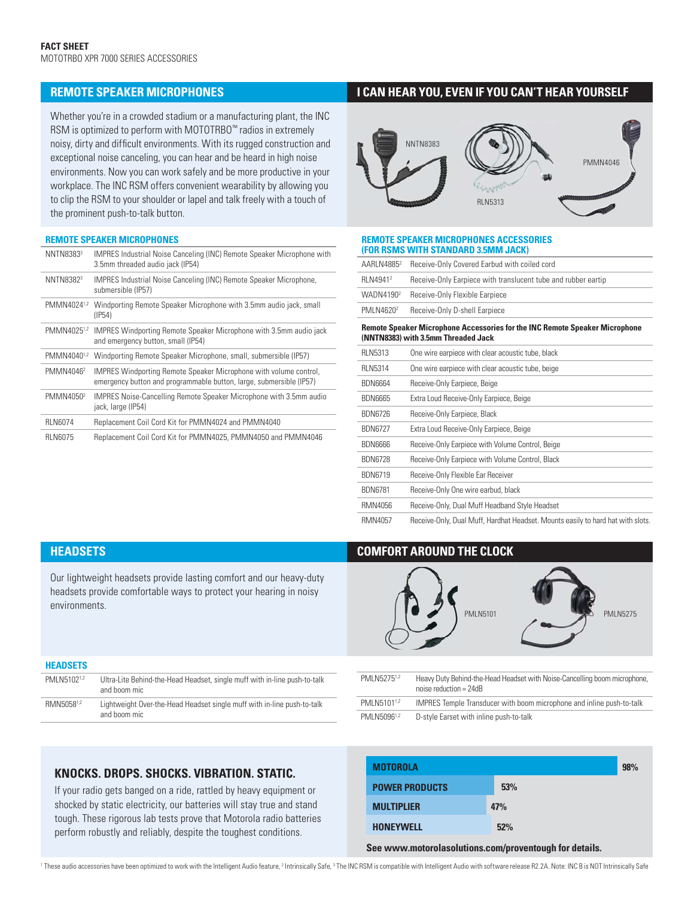## REMOTE SPEAKER MICROPHONES

Whether you're in a crowded stadium or a manufacturing plant, the INC RSM is optimized to perform with MOTOTRBO™ radios in extremely noisy, dirty and difficult environments. With its rugged construction and exceptional noise canceling, you can hear and be heard in high noise environments. Now you can work safely and be more productive in your workplace. The INC RSM offers convenient wearability by allowing you to clip the RSM to your shoulder or lapel and talk freely with a touch of the prominent push-to-talk button.

## I CAN HEAR YOU, EVEN IF YOU CAN'T HEAR YOURSELF

NNTN8383 RLN5313 PMMN4046

### REMOTE SPEAKER MICROPHONES

| | |
|---|---|
| NNTN8383[3] | IMPRES Industrial Noise Canceling (INC) Remote Speaker Microphone with 3.5mm threaded audio jack (IP54) |
| NNTN8382[3] | IMPRES Industrial Noise Canceling (INC) Remote Speaker Microphone, submersible (IP57) |
| PMMN4024[1,2] | Windporting Remote Speaker Microphone with 3.5mm audio jack, small (IP54) |
| PMMN4025[1,2] | IMPRES Windporting Remote Speaker Microphone with 3.5mm audio jack and emergency button, small (IP54) |
| PMMN4040[1,2] | Windporting Remote Speaker Microphone, small, submersible (IP57) |
| PMMN4046[2] | IMPRES Windporting Remote Speaker Microphone with volume control, emergency button and programmable button, large, submersible (IP57) |
| PMMN4050[2] | IMPRES Noise-Cancelling Remote Speaker Microphone with 3.5mm audio jack, large (IP54) |
| RLN6074 | Replacement Coil Cord Kit for PMMN4024 and PMMN4040 |
| RLN6075 | Replacement Coil Cord Kit for PMMN4025, PMMN4050 and PMMN4046 |

### REMOTE SPEAKER MICROPHONES ACCESSORIES (FOR RSMS WITH STANDARD 3.5MM JACK)

| | |
|---|---|
| AARLN4885[2] | Receive-Only Covered Earbud with coiled cord |
| RLN4941[2] | Receive-Only Earpiece with translucent tube and rubber eartip |
| WADN4190[2] | Receive-Only Flexible Earpiece |
| PMLN4620[2] | Receive-Only D-shell Earpiece |

**Remote Speaker Microphone Accessories for the INC Remote Speaker Microphone (NNTN8383) with 3.5mm Threaded Jack**

| | |
|---|---|
| RLN5313 | One wire earpiece with clear acoustic tube, black |
| RLN5314 | One wire earpiece with clear acoustic tube, beige |
| BDN6664 | Receive-Only Earpiece, Beige |
| BDN6665 | Extra Loud Receive-Only Earpiece, Beige |
| BDN6726 | Receive-Only Earpiece, Black |
| BDN6727 | Extra Loud Receive-Only Earpiece, Beige |
| BDN6666 | Receive-Only Earpiece with Volume Control, Beige |
| BDN6728 | Receive-Only Earpiece with Volume Control, Black |
| BDN6719 | Receive-Only Flexible Ear Receiver |
| BDN6781 | Receive-Only One wire earbud, black |
| RMN4056 | Receive-Only, Dual Muff Headband Style Headset |
| RMN4057 | Receive-Only, Dual Muff, Hardhat Headset. Mounts easily to hard hat with slots. |

## HEADSETS

Our lightweight headsets provide lasting comfort and our heavy-duty headsets provide comfortable ways to protect your hearing in noisy environments.

## COMFORT AROUND THE CLOCK

PMLN5101 PMLN5275

### HEADSETS

| | |
|---|---|
| PMLN5102[1,2] | Ultra-Lite Behind-the-Head Headset, single muff with in-line push-to-talk and boom mic |
| RMN5058[1,2] | Lightweight Over-the-Head Headset single muff with in-line push-to-talk and boom mic |
| PMLN5275[1,2] | Heavy Duty Behind-the-Head Headset with Noise-Cancelling boom microphone, noise reduction = 24dB |
| PMLN5101[1,2] | IMPRES Temple Transducer with boom microphone and inline push-to-talk |
| PMLN5096[1,2] | D-style Earset with inline push-to-talk |

## KNOCKS. DROPS. SHOCKS. VIBRATION. STATIC.

If your radio gets banged on a ride, rattled by heavy equipment or shocked by static electricity, our batteries will stay true and stand tough. These rigorous lab tests prove that Motorola radio batteries perform robustly and reliably, despite the toughest conditions.

| | |
|---|---|
| MOTOROLA | 98% |
| POWER PRODUCTS | 53% |
| MULTIPLIER | 47% |
| HONEYWELL | 52% |

**See www.motorolasolutions.com/proventough for details.**

[1] These audio accessories have been optimized to work with the Intelligent Audio feature, [2] Intrinsically Safe, [3] The INC RSM is compatible with Intelligent Audio with software release R2.2A. Note: INC B is NOT Intrinsically Safe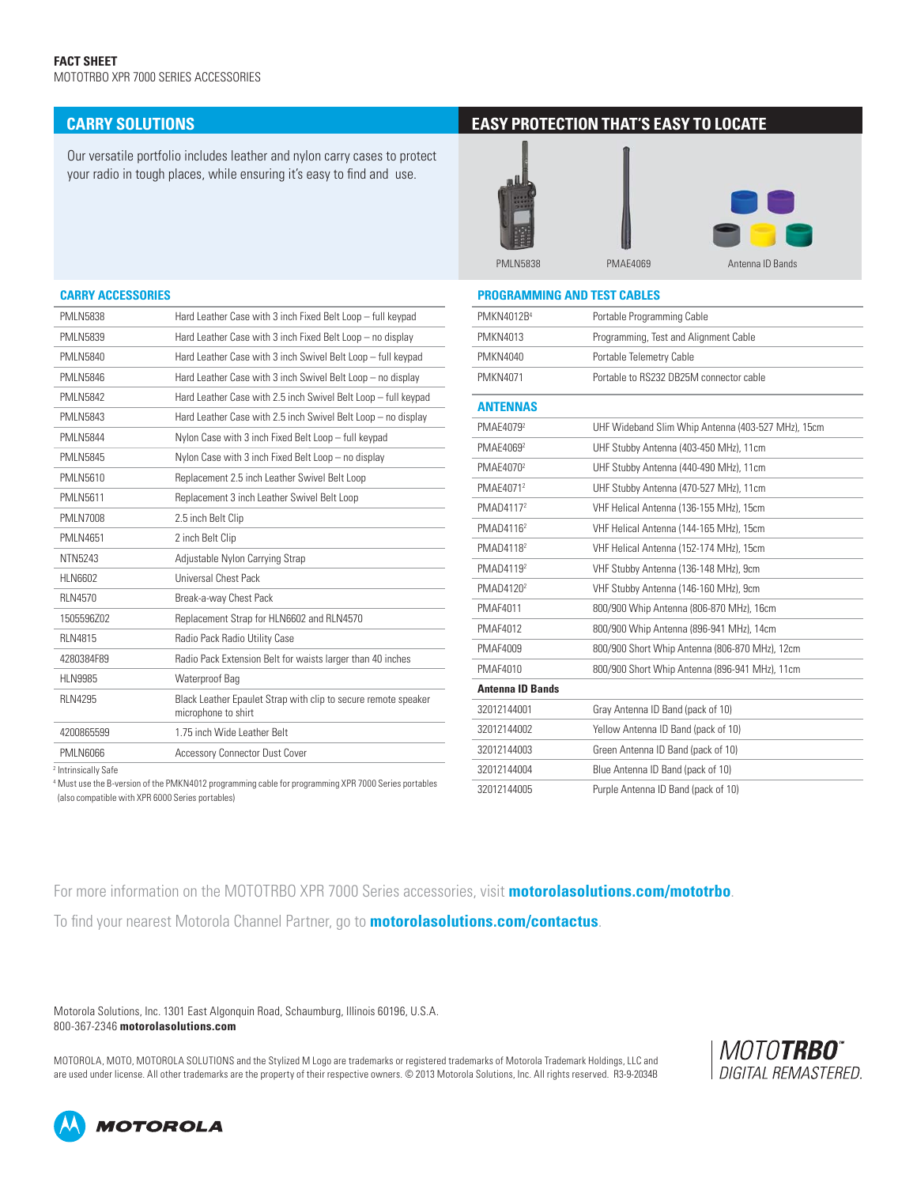FACT SHEET
MOTOTRBO XPR 7000 SERIES ACCESSORIES

## CARRY SOLUTIONS

Our versatile portfolio includes leather and nylon carry cases to protect your radio in tough places, while ensuring it's easy to find and use.

## EASY PROTECTION THAT'S EASY TO LOCATE

PMLN5838 PMAE4069 Antenna ID Bands

### CARRY ACCESSORIES

| | |
|---|---|
| PMLN5838 | Hard Leather Case with 3 inch Fixed Belt Loop – full keypad |
| PMLN5839 | Hard Leather Case with 3 inch Fixed Belt Loop – no display |
| PMLN5840 | Hard Leather Case with 3 inch Swivel Belt Loop – full keypad |
| PMLN5846 | Hard Leather Case with 3 inch Swivel Belt Loop – no display |
| PMLN5842 | Hard Leather Case with 2.5 inch Swivel Belt Loop – full keypad |
| PMLN5843 | Hard Leather Case with 2.5 inch Swivel Belt Loop – no display |
| PMLN5844 | Nylon Case with 3 inch Fixed Belt Loop – full keypad |
| PMLN5845 | Nylon Case with 3 inch Fixed Belt Loop – no display |
| PMLN5610 | Replacement 2.5 inch Leather Swivel Belt Loop |
| PMLN5611 | Replacement 3 inch Leather Swivel Belt Loop |
| PMLN7008 | 2.5 inch Belt Clip |
| PMLN4651 | 2 inch Belt Clip |
| NTN5243 | Adjustable Nylon Carrying Strap |
| HLN6602 | Universal Chest Pack |
| RLN4570 | Break-a-way Chest Pack |
| 1505596Z02 | Replacement Strap for HLN6602 and RLN4570 |
| RLN4815 | Radio Pack Radio Utility Case |
| 4280384F89 | Radio Pack Extension Belt for waists larger than 40 inches |
| HLN9985 | Waterproof Bag |
| RLN4295 | Black Leather Epaulet Strap with clip to secure remote speaker microphone to shirt |
| 4200865599 | 1.75 inch Wide Leather Belt |
| PMLN6066 | Accessory Connector Dust Cover |

[2] Intrinsically Safe
[4] Must use the B-version of the PMKN4012 programming cable for programming XPR 7000 Series portables (also compatible with XPR 6000 Series portables)

### PROGRAMMING AND TEST CABLES

| | |
|---|---|
| PMKN4012B[4] | Portable Programming Cable |
| PMKN4013 | Programming, Test and Alignment Cable |
| PMKN4040 | Portable Telemetry Cable |
| PMKN4071 | Portable to RS232 DB25M connector cable |

### ANTENNAS

| | |
|---|---|
| PMAE4079[2] | UHF Wideband Slim Whip Antenna (403-527 MHz), 15cm |
| PMAE4069[2] | UHF Stubby Antenna (403-450 MHz), 11cm |
| PMAE4070[2] | UHF Stubby Antenna (440-490 MHz), 11cm |
| PMAE4071[2] | UHF Stubby Antenna (470-527 MHz), 11cm |
| PMAD4117[2] | VHF Helical Antenna (136-155 MHz), 15cm |
| PMAD4116[2] | VHF Helical Antenna (144-165 MHz), 15cm |
| PMAD4118[2] | VHF Helical Antenna (152-174 MHz), 15cm |
| PMAD4119[2] | VHF Stubby Antenna (136-148 MHz), 9cm |
| PMAD4120[2] | VHF Stubby Antenna (146-160 MHz), 9cm |
| PMAF4011 | 800/900 Whip Antenna (806-870 MHz), 16cm |
| PMAF4012 | 800/900 Whip Antenna (896-941 MHz), 14cm |
| PMAF4009 | 800/900 Short Whip Antenna (806-870 MHz), 12cm |
| PMAF4010 | 800/900 Short Whip Antenna (896-941 MHz), 11cm |
| **Antenna ID Bands** | |
| 32012144001 | Gray Antenna ID Band (pack of 10) |
| 32012144002 | Yellow Antenna ID Band (pack of 10) |
| 32012144003 | Green Antenna ID Band (pack of 10) |
| 32012144004 | Blue Antenna ID Band (pack of 10) |
| 32012144005 | Purple Antenna ID Band (pack of 10) |

For more information on the MOTOTRBO XPR 7000 Series accessories, visit **motorolasolutions.com/mototrbo**.

To find your nearest Motorola Channel Partner, go to **motorolasolutions.com/contactus**.

Motorola Solutions, Inc. 1301 East Algonquin Road, Schaumburg, Illinois 60196, U.S.A.
800-367-2346 **motorolasolutions.com**

MOTOROLA, MOTO, MOTOROLA SOLUTIONS and the Stylized M Logo are trademarks or registered trademarks of Motorola Trademark Holdings, LLC and are used under license. All other trademarks are the property of their respective owners. © 2013 Motorola Solutions, Inc. All rights reserved. R3-9-2034B

MOTOTRBO™ DIGITAL REMASTERED.

MOTOROLA